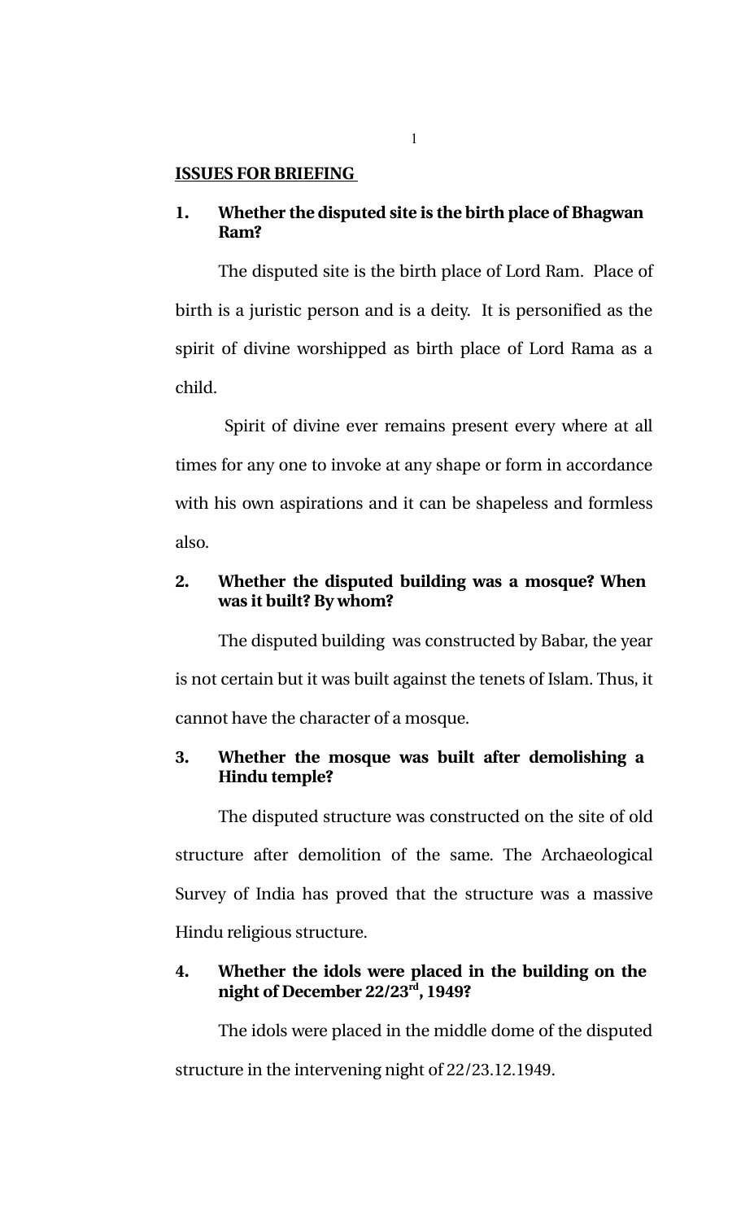**ISSUES FOR BRIEFING**

**1. Whether the disputed site is the birth place of Bhagwan Ram?**

The disputed site is the birth place of Lord Ram. Place of birth is a juristic person and is a deity. It is personified as the spirit of divine worshipped as birth place of Lord Rama as a child.

Spirit of divine ever remains present every where at all times for any one to invoke at any shape or form in accordance with his own aspirations and it can be shapeless and formless also.

**2. Whether the disputed building was a mosque? When was it built? By whom?**

The disputed building was constructed by Babar, the year is not certain but it was built against the tenets of Islam. Thus, it cannot have the character of a mosque.

**3. Whether the mosque was built after demolishing a Hindu temple?**

The disputed structure was constructed on the site of old structure after demolition of the same. The Archaeological Survey of India has proved that the structure was a massive Hindu religious structure.

**4. Whether the idols were placed in the building on the night of December 22/23rd, 1949?**

The idols were placed in the middle dome of the disputed structure in the intervening night of 22/23.12.1949.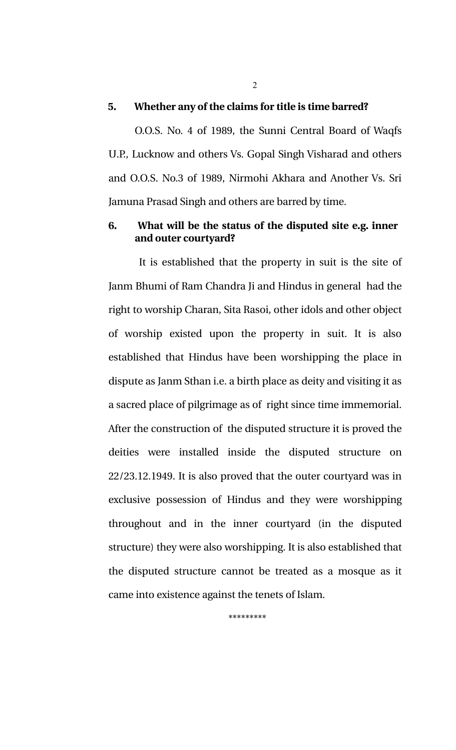**5. Whether any of the claims for title is time barred?**

O.O.S. No. 4 of 1989, the Sunni Central Board of Waqfs U.P., Lucknow and others Vs. Gopal Singh Visharad and others and O.O.S. No.3 of 1989, Nirmohi Akhara and Another Vs. Sri Jamuna Prasad Singh and others are barred by time.

**6. What will be the status of the disputed site e.g. inner and outer courtyard?**

It is established that the property in suit is the site of Janm Bhumi of Ram Chandra Ji and Hindus in general had the right to worship Charan, Sita Rasoi, other idols and other object of worship existed upon the property in suit. It is also established that Hindus have been worshipping the place in dispute as Janm Sthan i.e. a birth place as deity and visiting it as a sacred place of pilgrimage as of right since time immemorial. After the construction of the disputed structure it is proved the deities were installed inside the disputed structure on 22/23.12.1949. It is also proved that the outer courtyard was in exclusive possession of Hindus and they were worshipping throughout and in the inner courtyard (in the disputed structure) they were also worshipping. It is also established that the disputed structure cannot be treated as a mosque as it came into existence against the tenets of Islam.

*********